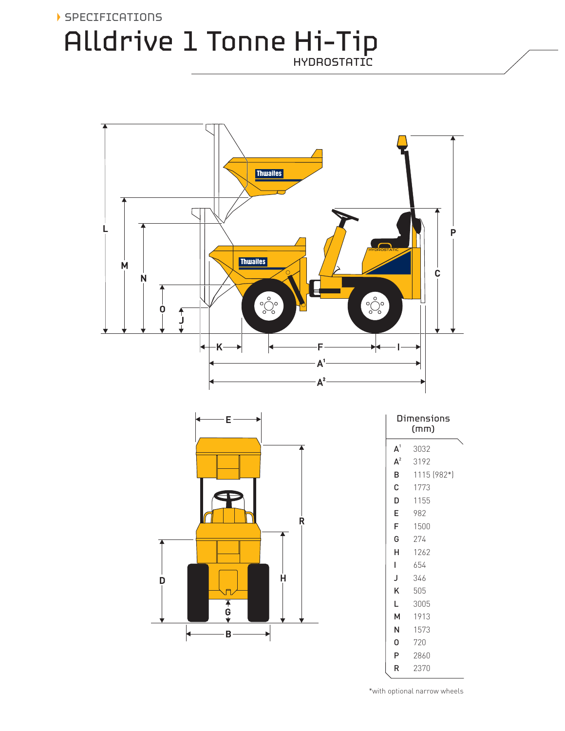SPECIFICATIONS

# Alldrive 1 Tonne Hi-Tip

HYDROSTATIC

| Dimensions (mm) | |
|---|---|
| A[1] | 3032 |
| A[2] | 3192 |
| B | 1115 (982*) |
| C | 1773 |
| D | 1155 |
| E | 982 |
| F | 1500 |
| G | 274 |
| H | 1262 |
| I | 654 |
| J | 346 |
| K | 505 |
| L | 3005 |
| M | 1913 |
| N | 1573 |
| O | 720 |
| P | 2860 |
| R | 2370 |

*with optional narrow wheels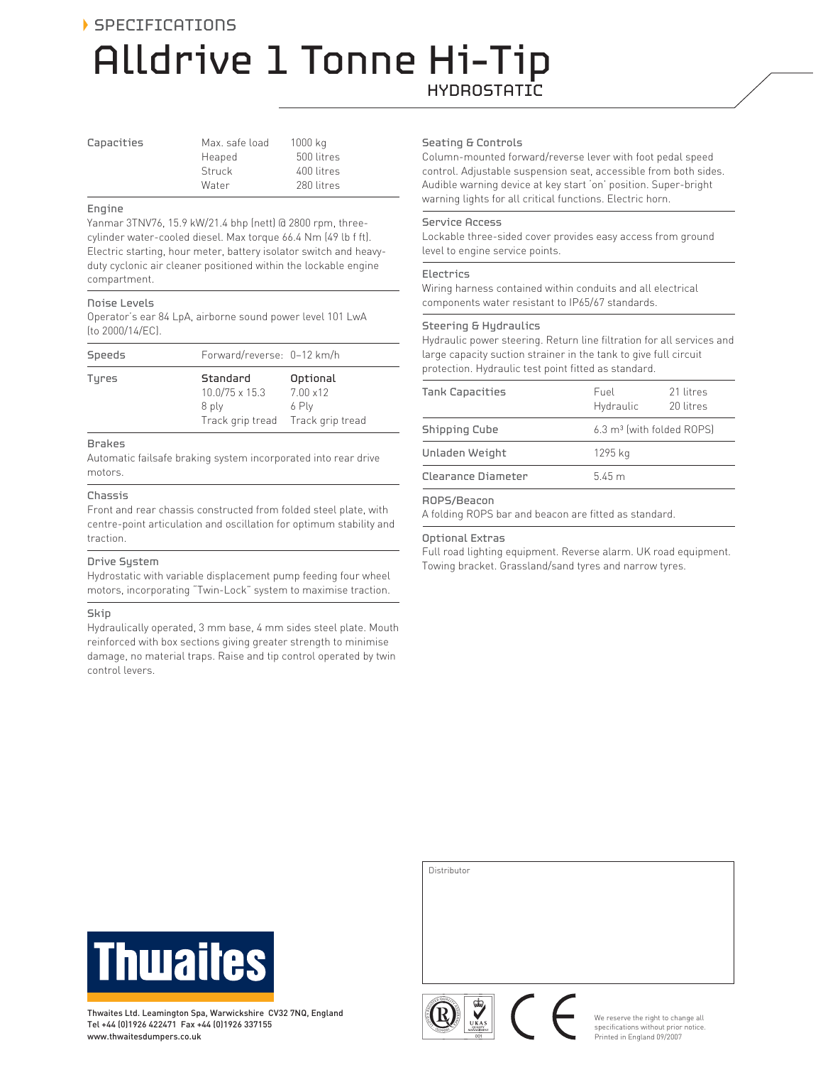SPECIFICATIONS

# Alldrive 1 Tonne Hi-Tip

## HYDROSTATIC

| | | |
|---|---|---|
| Capacities | Max. safe load | 1000 kg |
| | Heaped | 500 litres |
| | Struck | 400 litres |
| | Water | 280 litres |

### Engine

Yanmar 3TNV76, 15.9 kW/21.4 bhp (nett) @ 2800 rpm, three-cylinder water-cooled diesel. Max torque 66.4 Nm (49 lb f ft). Electric starting, hour meter, battery isolator switch and heavy-duty cyclonic air cleaner positioned within the lockable engine compartment.

### Noise Levels

Operator's ear 84 LpA, airborne sound power level 101 LwA (to 2000/14/EC).

| | | |
|---|---|---|
| Speeds | Forward/reverse: 0–12 km/h | |
| Tyres | **Standard** | **Optional** |
| | 10.0/75 x 15.3 | 7.00 x12 |
| | 8 ply | 6 Ply |
| | Track grip tread | Track grip tread |

### Brakes

Automatic failsafe braking system incorporated into rear drive motors.

### Chassis

Front and rear chassis constructed from folded steel plate, with centre-point articulation and oscillation for optimum stability and traction.

### Drive System

Hydrostatic with variable displacement pump feeding four wheel motors, incorporating "Twin-Lock" system to maximise traction.

### Skip

Hydraulically operated, 3 mm base, 4 mm sides steel plate. Mouth reinforced with box sections giving greater strength to minimise damage, no material traps. Raise and tip control operated by twin control levers.

### Seating & Controls

Column-mounted forward/reverse lever with foot pedal speed control. Adjustable suspension seat, accessible from both sides. Audible warning device at key start 'on' position. Super-bright warning lights for all critical functions. Electric horn.

### Service Access

Lockable three-sided cover provides easy access from ground level to engine service points.

### Electrics

Wiring harness contained within conduits and all electrical components water resistant to IP65/67 standards.

### Steering & Hydraulics

Hydraulic power steering. Return line filtration for all services and large capacity suction strainer in the tank to give full circuit protection. Hydraulic test point fitted as standard.

| | | |
|---|---|---|
| Tank Capacities | Fuel | 21 litres |
| | Hydraulic | 20 litres |
| Shipping Cube | 6.3 m³ (with folded ROPS) | |
| Unladen Weight | 1295 kg | |
| Clearance Diameter | 5.45 m | |

### ROPS/Beacon

A folding ROPS bar and beacon are fitted as standard.

### Optional Extras

Full road lighting equipment. Reverse alarm. UK road equipment. Towing bracket. Grassland/sand tyres and narrow tyres.

Distributor

Thwaites

Thwaites Ltd. Leamington Spa, Warwickshire CV32 7NQ, England
Tel +44 (0)1926 422471 Fax +44 (0)1926 337155
www.thwaitesdumpers.co.uk

We reserve the right to change all specifications without prior notice.
Printed in England 09/2007